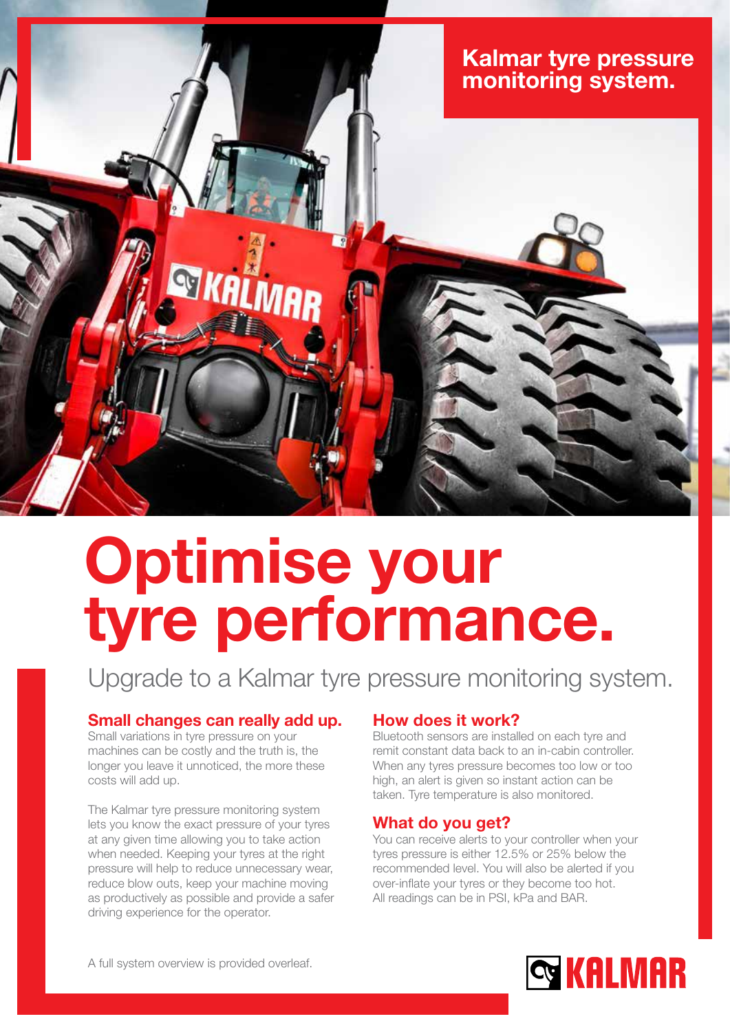Kalmar tyre pressure monitoring system.

# Optimise your tyre performance.

Upgrade to a Kalmar tyre pressure monitoring system.

## Small changes can really add up.

Small variations in tyre pressure on your machines can be costly and the truth is, the longer you leave it unnoticed, the more these costs will add up.

The Kalmar tyre pressure monitoring system lets you know the exact pressure of your tyres at any given time allowing you to take action when needed. Keeping your tyres at the right pressure will help to reduce unnecessary wear, reduce blow outs, keep your machine moving as productively as possible and provide a safer driving experience for the operator.

## How does it work?

Bluetooth sensors are installed on each tyre and remit constant data back to an in-cabin controller. When any tyres pressure becomes too low or too high, an alert is given so instant action can be taken. Tyre temperature is also monitored.

## What do you get?

You can receive alerts to your controller when your tyres pressure is either 12.5% or 25% below the recommended level. You will also be alerted if you over-inflate your tyres or they become too hot. All readings can be in PSI, kPa and BAR.

A full system overview is provided overleaf.

KALMAR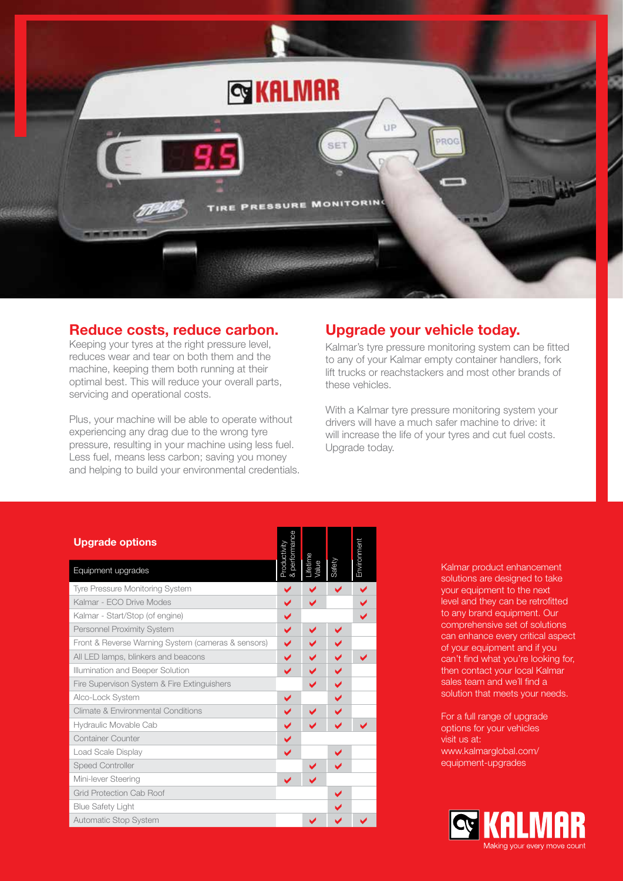## Reduce costs, reduce carbon.

Keeping your tyres at the right pressure level, reduces wear and tear on both them and the machine, keeping them both running at their optimal best. This will reduce your overall parts, servicing and operational costs.

Plus, your machine will be able to operate without experiencing any drag due to the wrong tyre pressure, resulting in your machine using less fuel. Less fuel, means less carbon; saving you money and helping to build your environmental credentials.

## Upgrade your vehicle today.

Kalmar's tyre pressure monitoring system can be fitted to any of your Kalmar empty container handlers, fork lift trucks or reachstackers and most other brands of these vehicles.

With a Kalmar tyre pressure monitoring system your drivers will have a much safer machine to drive: it will increase the life of your tyres and cut fuel costs. Upgrade today.

### Upgrade options

| Equipment upgrades | Productivity & performance | Lifetime Value | Safety | Environment |
|---|---|---|---|---|
| Tyre Pressure Monitoring System | ✔ | ✔ | ✔ | ✔ |
| Kalmar - ECO Drive Modes | ✔ | ✔ | | ✔ |
| Kalmar - Start/Stop (of engine) | ✔ | | | ✔ |
| Personnel Proximity System | ✔ | ✔ | ✔ | |
| Front & Reverse Warning System (cameras & sensors) | ✔ | ✔ | ✔ | |
| All LED lamps, blinkers and beacons | ✔ | ✔ | ✔ | ✔ |
| Illumination and Beeper Solution | ✔ | ✔ | ✔ | |
| Fire Supervison System & Fire Extinguishers | | ✔ | ✔ | |
| Alco-Lock System | ✔ | | ✔ | |
| Climate & Environmental Conditions | ✔ | ✔ | ✔ | |
| Hydraulic Movable Cab | ✔ | ✔ | ✔ | ✔ |
| Container Counter | ✔ | | | |
| Load Scale Display | ✔ | | ✔ | |
| Speed Controller | | ✔ | ✔ | |
| Mini-lever Steering | ✔ | ✔ | | |
| Grid Protection Cab Roof | | | ✔ | |
| Blue Safety Light | | | ✔ | |
| Automatic Stop System | | ✔ | ✔ | ✔ |

Kalmar product enhancement solutions are designed to take your equipment to the next level and they can be retrofitted to any brand equipment. Our comprehensive set of solutions can enhance every critical aspect of your equipment and if you can't find what you're looking for, then contact your local Kalmar sales team and we'll find a solution that meets your needs.

For a full range of upgrade options for your vehicles visit us at: www.kalmarglobal.com/equipment-upgrades

KALMAR
Making your every move count